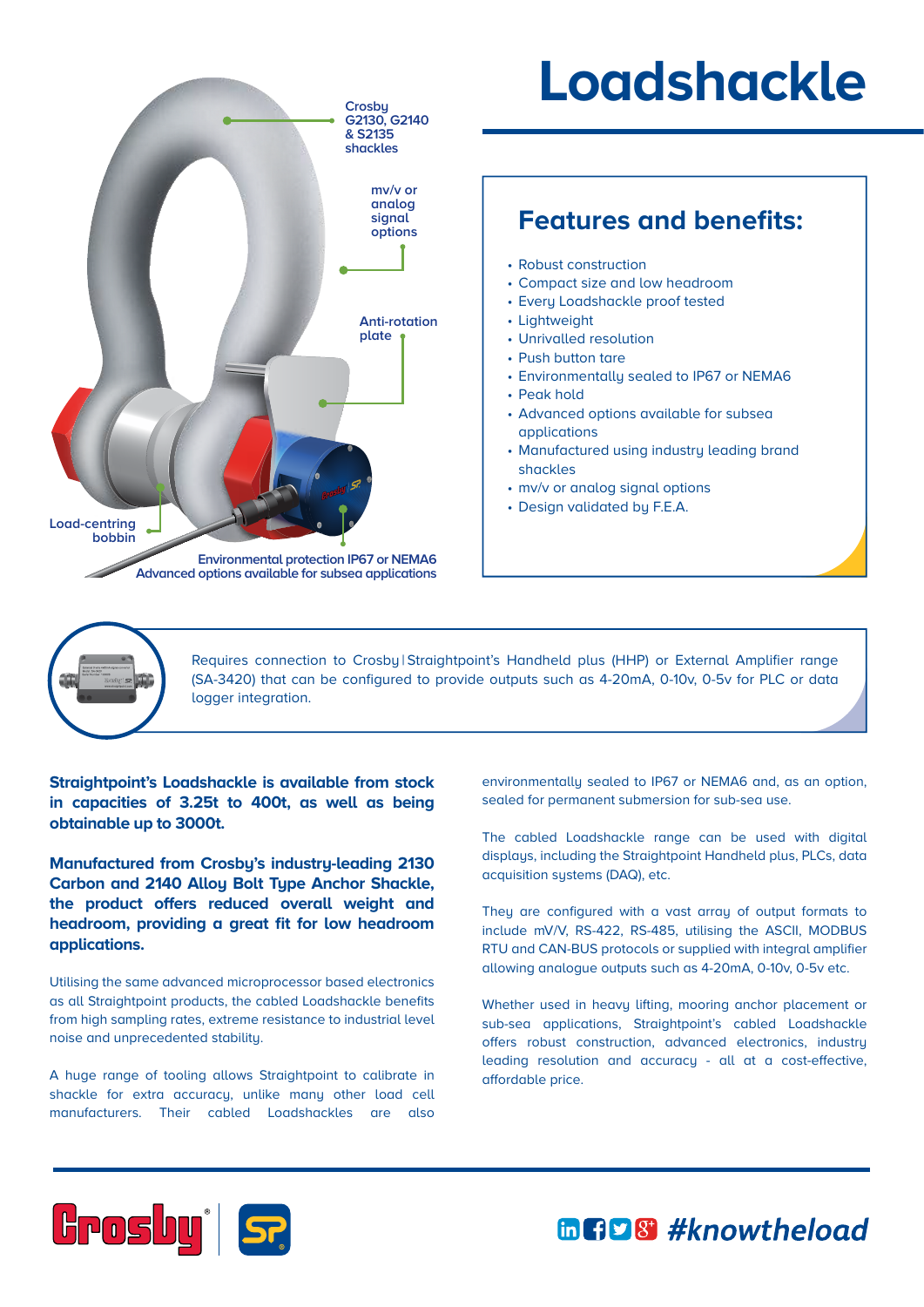# Loadshackle

Crosby G2130, G2140 & S2135 shackles

mv/v or analog signal options

Anti-rotation plate

Load-centring bobbin

Environmental protection IP67 or NEMA6
Advanced options available for subsea applications

## Features and benefits:

- Robust construction
- Compact size and low headroom
- Every Loadshackle proof tested
- Lightweight
- Unrivalled resolution
- Push button tare
- Environmentally sealed to IP67 or NEMA6
- Peak hold
- Advanced options available for subsea applications
- Manufactured using industry leading brand shackles
- mv/v or analog signal options
- Design validated by F.E.A.

Requires connection to Crosby | Straightpoint's Handheld plus (HHP) or External Amplifier range (SA-3420) that can be configured to provide outputs such as 4-20mA, 0-10v, 0-5v for PLC or data logger integration.

**Straightpoint's Loadshackle is available from stock in capacities of 3.25t to 400t, as well as being obtainable up to 3000t.**

**Manufactured from Crosby's industry-leading 2130 Carbon and 2140 Alloy Bolt Type Anchor Shackle, the product offers reduced overall weight and headroom, providing a great fit for low headroom applications.**

Utilising the same advanced microprocessor based electronics as all Straightpoint products, the cabled Loadshackle benefits from high sampling rates, extreme resistance to industrial level noise and unprecedented stability.

A huge range of tooling allows Straightpoint to calibrate in shackle for extra accuracy, unlike many other load cell manufacturers. Their cabled Loadshackles are also environmentally sealed to IP67 or NEMA6 and, as an option, sealed for permanent submersion for sub-sea use.

The cabled Loadshackle range can be used with digital displays, including the Straightpoint Handheld plus, PLCs, data acquisition systems (DAQ), etc.

They are configured with a vast array of output formats to include mV/V, RS-422, RS-485, utilising the ASCII, MODBUS RTU and CAN-BUS protocols or supplied with integral amplifier allowing analogue outputs such as 4-20mA, 0-10v, 0-5v etc.

Whether used in heavy lifting, mooring anchor placement or sub-sea applications, Straightpoint's cabled Loadshackle offers robust construction, advanced electronics, industry leading resolution and accuracy - all at a cost-effective, affordable price.

Crosby | SP

#knowtheload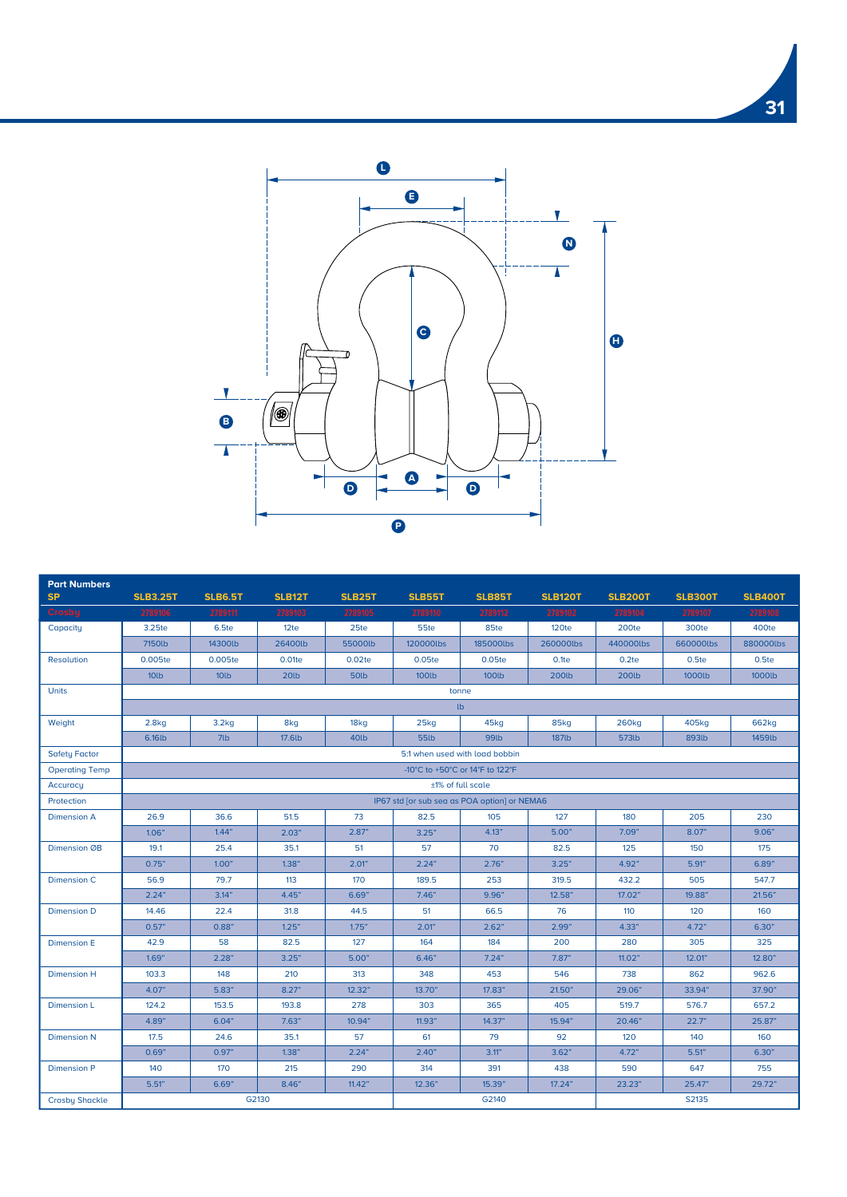L
E
N
C
H
B
D
A
D
P

| Part Numbers SP | SLB3.25T | SLB6.5T | SLB12T | SLB25T | SLB55T | SLB85T | SLB120T | SLB200T | SLB300T | SLB400T |
|---|---|---|---|---|---|---|---|---|---|---|
| Crosby | 2789106 | 2789111 | 2789103 | 2789105 | 2789110 | 2789112 | 2789102 | 2789104 | 2789107 | 2789108 |
| Capacity | 3.25te | 6.5te | 12te | 25te | 55te | 85te | 120te | 200te | 300te | 400te |
| | 7150lb | 14300lb | 26400lb | 55000lb | 120000lbs | 185000lbs | 260000lbs | 440000lbs | 660000lbs | 880000lbs |
| Resolution | 0.005te | 0.005te | 0.01te | 0.02te | 0.05te | 0.05te | 0.1te | 0.2te | 0.5te | 0.5te |
| | 10lb | 10lb | 20lb | 50lb | 100lb | 100lb | 200lb | 200lb | 1000lb | 1000lb |
| Units | tonne | | | | | | | | | |
| | lb | | | | | | | | | |
| Weight | 2.8kg | 3.2kg | 8kg | 18kg | 25kg | 45kg | 85kg | 260kg | 405kg | 662kg |
| | 6.16lb | 7lb | 17.6lb | 40lb | 55lb | 99lb | 187lb | 573lb | 893lb | 1459lb |
| Safety Factor | 5:1 when used with load bobbin | | | | | | | | | |
| Operating Temp | -10°C to +50°C or 14°F to 122°F | | | | | | | | | |
| Accuracy | ±1% of full scale | | | | | | | | | |
| Protection | IP67 std [or sub sea as POA option] or NEMA6 | | | | | | | | | |
| Dimension A | 26.9 | 36.6 | 51.5 | 73 | 82.5 | 105 | 127 | 180 | 205 | 230 |
| | 1.06" | 1.44" | 2.03" | 2.87" | 3.25" | 4.13" | 5.00" | 7.09" | 8.07" | 9.06" |
| Dimension ØB | 19.1 | 25.4 | 35.1 | 51 | 57 | 70 | 82.5 | 125 | 150 | 175 |
| | 0.75" | 1.00" | 1.38" | 2.01" | 2.24" | 2.76" | 3.25" | 4.92" | 5.91" | 6.89" |
| Dimension C | 56.9 | 79.7 | 113 | 170 | 189.5 | 253 | 319.5 | 432.2 | 505 | 547.7 |
| | 2.24" | 3.14" | 4.45" | 6.69" | 7.46" | 9.96" | 12.58" | 17.02" | 19.88" | 21.56" |
| Dimension D | 14.46 | 22.4 | 31.8 | 44.5 | 51 | 66.5 | 76 | 110 | 120 | 160 |
| | 0.57" | 0.88" | 1.25" | 1.75" | 2.01" | 2.62" | 2.99" | 4.33" | 4.72" | 6.30" |
| Dimension E | 42.9 | 58 | 82.5 | 127 | 164 | 184 | 200 | 280 | 305 | 325 |
| | 1.69" | 2.28" | 3.25" | 5.00" | 6.46" | 7.24" | 7.87" | 11.02" | 12.01" | 12.80" |
| Dimension H | 103.3 | 148 | 210 | 313 | 348 | 453 | 546 | 738 | 862 | 962.6 |
| | 4.07" | 5.83" | 8.27" | 12.32" | 13.70" | 17.83" | 21.50" | 29.06" | 33.94" | 37.90" |
| Dimension L | 124.2 | 153.5 | 193.8 | 278 | 303 | 365 | 405 | 519.7 | 576.7 | 657.2 |
| | 4.89" | 6.04" | 7.63" | 10.94" | 11.93" | 14.37" | 15.94" | 20.46" | 22.7" | 25.87" |
| Dimension N | 17.5 | 24.6 | 35.1 | 57 | 61 | 79 | 92 | 120 | 140 | 160 |
| | 0.69" | 0.97" | 1.38" | 2.24" | 2.40" | 3.11" | 3.62" | 4.72" | 5.51" | 6.30" |
| Dimension P | 140 | 170 | 215 | 290 | 314 | 391 | 438 | 590 | 647 | 755 |
| | 5.51" | 6.69" | 8.46" | 11.42" | 12.36" | 15.39" | 17.24" | 23.23" | 25.47" | 29.72" |
| Crosby Shackle | G2130 | | | | G2140 | | | S2135 | | |